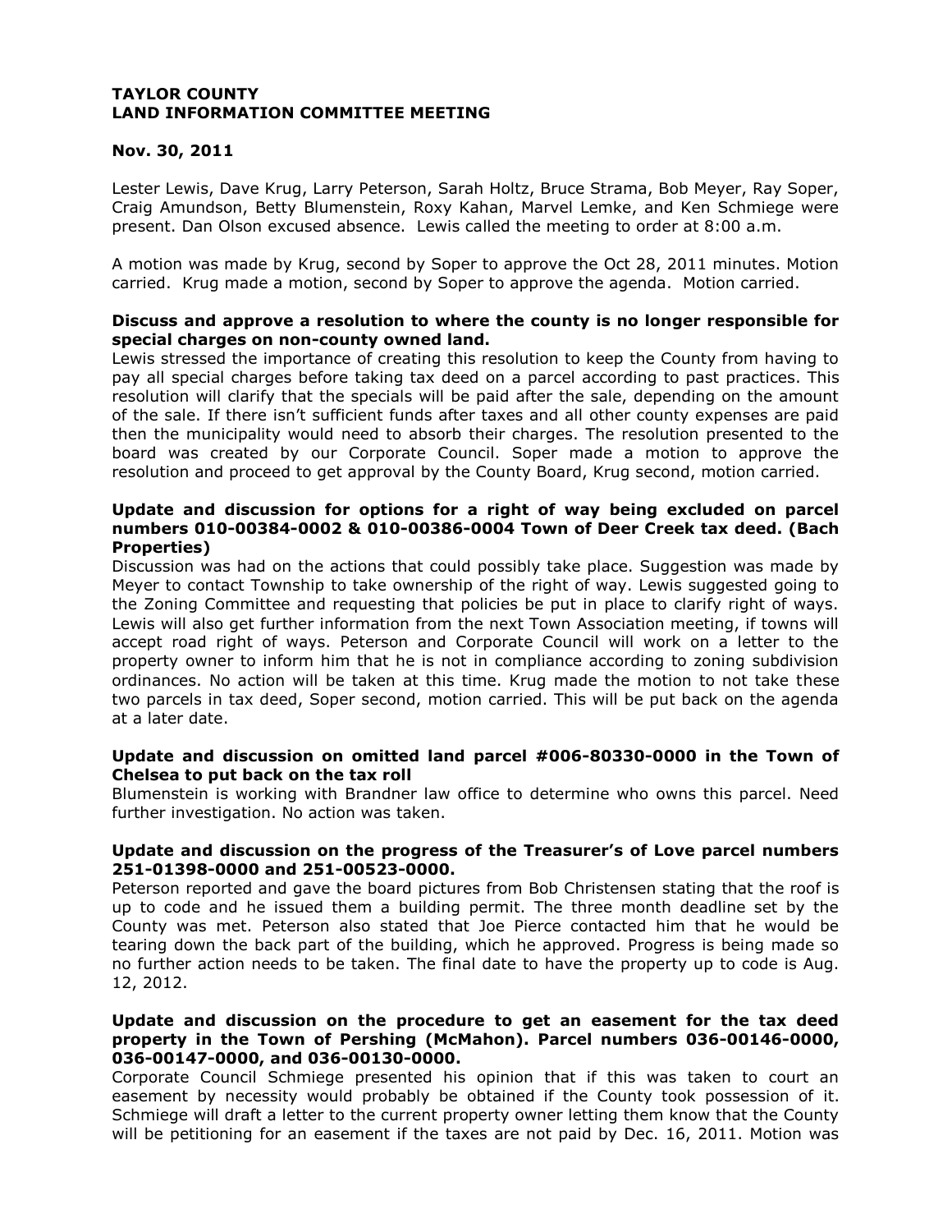**TAYLOR COUNTY**
**LAND INFORMATION COMMITTEE MEETING**

**Nov. 30, 2011**

Lester Lewis, Dave Krug, Larry Peterson, Sarah Holtz, Bruce Strama, Bob Meyer, Ray Soper, Craig Amundson, Betty Blumenstein, Roxy Kahan, Marvel Lemke, and Ken Schmiege were present. Dan Olson excused absence. Lewis called the meeting to order at 8:00 a.m.

A motion was made by Krug, second by Soper to approve the Oct 28, 2011 minutes. Motion carried. Krug made a motion, second by Soper to approve the agenda. Motion carried.

**Discuss and approve a resolution to where the county is no longer responsible for special charges on non-county owned land.**

Lewis stressed the importance of creating this resolution to keep the County from having to pay all special charges before taking tax deed on a parcel according to past practices. This resolution will clarify that the specials will be paid after the sale, depending on the amount of the sale. If there isn't sufficient funds after taxes and all other county expenses are paid then the municipality would need to absorb their charges. The resolution presented to the board was created by our Corporate Council. Soper made a motion to approve the resolution and proceed to get approval by the County Board, Krug second, motion carried.

**Update and discussion for options for a right of way being excluded on parcel numbers 010-00384-0002 & 010-00386-0004 Town of Deer Creek tax deed. (Bach Properties)**

Discussion was had on the actions that could possibly take place. Suggestion was made by Meyer to contact Township to take ownership of the right of way. Lewis suggested going to the Zoning Committee and requesting that policies be put in place to clarify right of ways. Lewis will also get further information from the next Town Association meeting, if towns will accept road right of ways. Peterson and Corporate Council will work on a letter to the property owner to inform him that he is not in compliance according to zoning subdivision ordinances. No action will be taken at this time. Krug made the motion to not take these two parcels in tax deed, Soper second, motion carried. This will be put back on the agenda at a later date.

**Update and discussion on omitted land parcel #006-80330-0000 in the Town of Chelsea to put back on the tax roll**

Blumenstein is working with Brandner law office to determine who owns this parcel. Need further investigation. No action was taken.

**Update and discussion on the progress of the Treasurer's of Love parcel numbers 251-01398-0000 and 251-00523-0000.**

Peterson reported and gave the board pictures from Bob Christensen stating that the roof is up to code and he issued them a building permit. The three month deadline set by the County was met. Peterson also stated that Joe Pierce contacted him that he would be tearing down the back part of the building, which he approved. Progress is being made so no further action needs to be taken. The final date to have the property up to code is Aug. 12, 2012.

**Update and discussion on the procedure to get an easement for the tax deed property in the Town of Pershing (McMahon). Parcel numbers 036-00146-0000, 036-00147-0000, and 036-00130-0000.**

Corporate Council Schmiege presented his opinion that if this was taken to court an easement by necessity would probably be obtained if the County took possession of it. Schmiege will draft a letter to the current property owner letting them know that the County will be petitioning for an easement if the taxes are not paid by Dec. 16, 2011. Motion was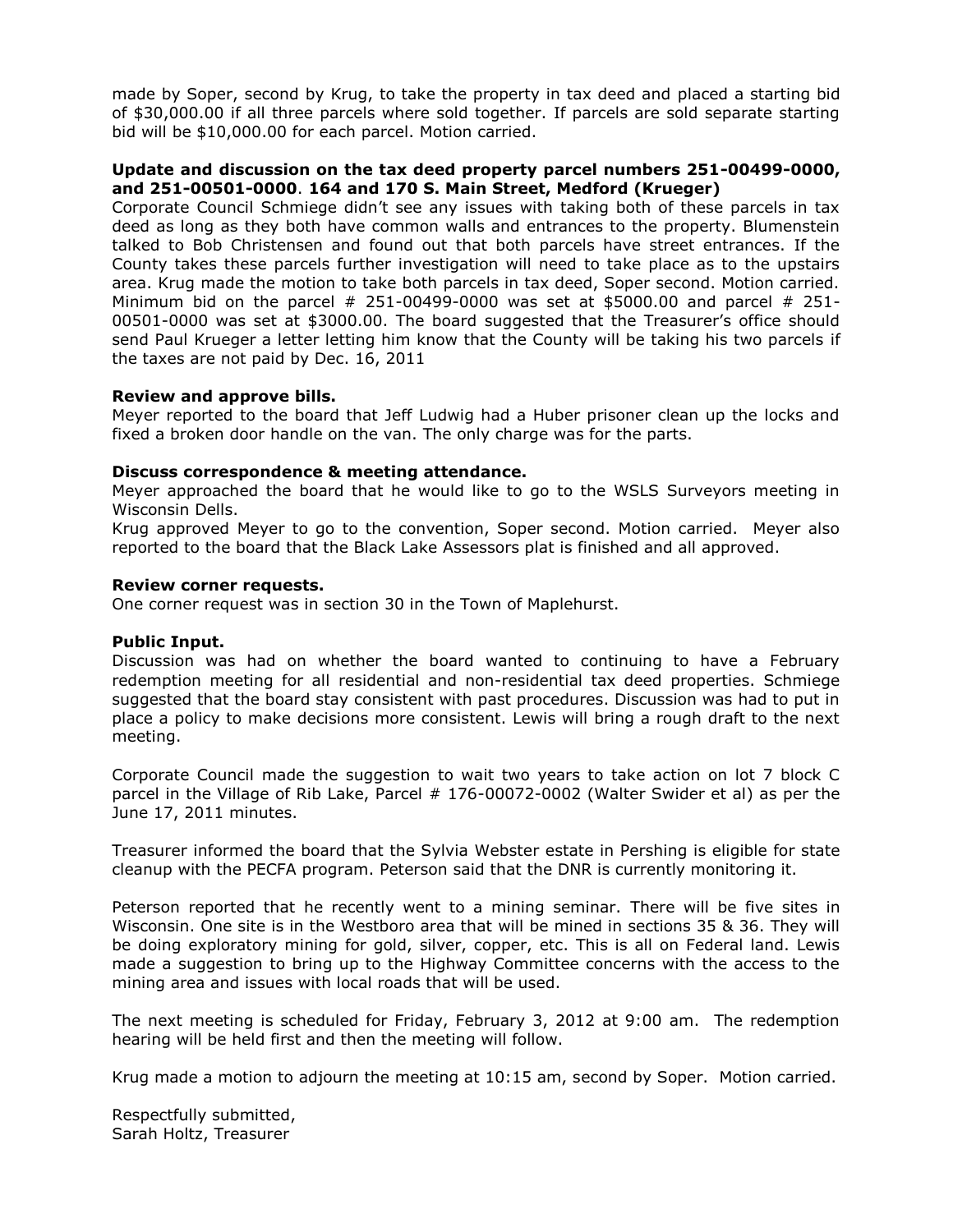made by Soper, second by Krug, to take the property in tax deed and placed a starting bid of $30,000.00 if all three parcels where sold together. If parcels are sold separate starting bid will be $10,000.00 for each parcel. Motion carried.

**Update and discussion on the tax deed property parcel numbers 251-00499-0000, and 251-00501-0000. 164 and 170 S. Main Street, Medford (Krueger)**

Corporate Council Schmiege didn't see any issues with taking both of these parcels in tax deed as long as they both have common walls and entrances to the property. Blumenstein talked to Bob Christensen and found out that both parcels have street entrances. If the County takes these parcels further investigation will need to take place as to the upstairs area. Krug made the motion to take both parcels in tax deed, Soper second. Motion carried. Minimum bid on the parcel # 251-00499-0000 was set at $5000.00 and parcel # 251-00501-0000 was set at $3000.00. The board suggested that the Treasurer's office should send Paul Krueger a letter letting him know that the County will be taking his two parcels if the taxes are not paid by Dec. 16, 2011

**Review and approve bills.**

Meyer reported to the board that Jeff Ludwig had a Huber prisoner clean up the locks and fixed a broken door handle on the van. The only charge was for the parts.

**Discuss correspondence & meeting attendance.**

Meyer approached the board that he would like to go to the WSLS Surveyors meeting in Wisconsin Dells.

Krug approved Meyer to go to the convention, Soper second. Motion carried. Meyer also reported to the board that the Black Lake Assessors plat is finished and all approved.

**Review corner requests.**

One corner request was in section 30 in the Town of Maplehurst.

**Public Input.**

Discussion was had on whether the board wanted to continuing to have a February redemption meeting for all residential and non-residential tax deed properties. Schmiege suggested that the board stay consistent with past procedures. Discussion was had to put in place a policy to make decisions more consistent. Lewis will bring a rough draft to the next meeting.

Corporate Council made the suggestion to wait two years to take action on lot 7 block C parcel in the Village of Rib Lake, Parcel # 176-00072-0002 (Walter Swider et al) as per the June 17, 2011 minutes.

Treasurer informed the board that the Sylvia Webster estate in Pershing is eligible for state cleanup with the PECFA program. Peterson said that the DNR is currently monitoring it.

Peterson reported that he recently went to a mining seminar. There will be five sites in Wisconsin. One site is in the Westboro area that will be mined in sections 35 & 36. They will be doing exploratory mining for gold, silver, copper, etc. This is all on Federal land. Lewis made a suggestion to bring up to the Highway Committee concerns with the access to the mining area and issues with local roads that will be used.

The next meeting is scheduled for Friday, February 3, 2012 at 9:00 am. The redemption hearing will be held first and then the meeting will follow.

Krug made a motion to adjourn the meeting at 10:15 am, second by Soper. Motion carried.

Respectfully submitted,
Sarah Holtz, Treasurer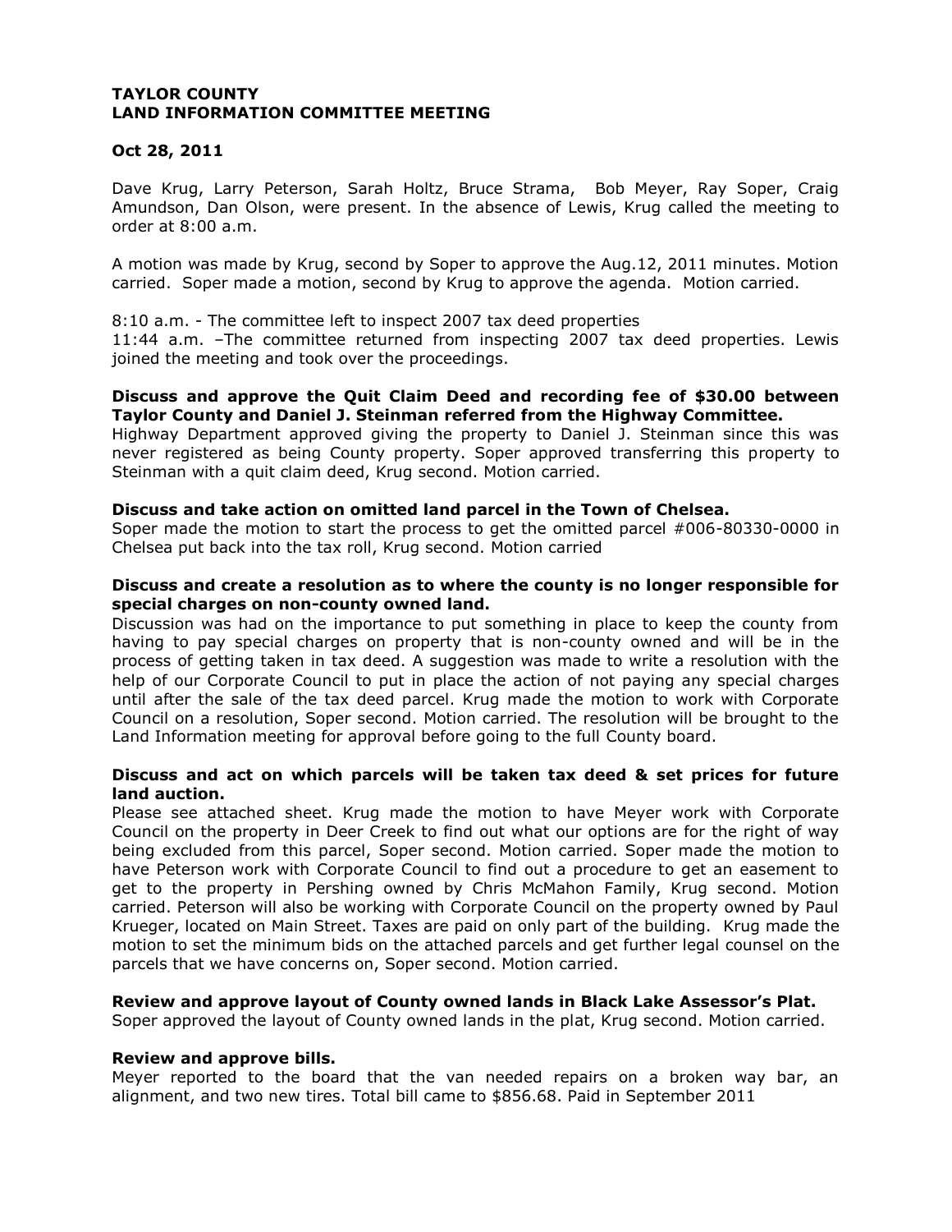**TAYLOR COUNTY**
**LAND INFORMATION COMMITTEE MEETING**

**Oct 28, 2011**

Dave Krug, Larry Peterson, Sarah Holtz, Bruce Strama, Bob Meyer, Ray Soper, Craig Amundson, Dan Olson, were present. In the absence of Lewis, Krug called the meeting to order at 8:00 a.m.

A motion was made by Krug, second by Soper to approve the Aug.12, 2011 minutes. Motion carried. Soper made a motion, second by Krug to approve the agenda. Motion carried.

8:10 a.m. - The committee left to inspect 2007 tax deed properties
11:44 a.m. –The committee returned from inspecting 2007 tax deed properties. Lewis joined the meeting and took over the proceedings.

**Discuss and approve the Quit Claim Deed and recording fee of $30.00 between Taylor County and Daniel J. Steinman referred from the Highway Committee.**
Highway Department approved giving the property to Daniel J. Steinman since this was never registered as being County property. Soper approved transferring this property to Steinman with a quit claim deed, Krug second. Motion carried.

**Discuss and take action on omitted land parcel in the Town of Chelsea.**
Soper made the motion to start the process to get the omitted parcel #006-80330-0000 in Chelsea put back into the tax roll, Krug second. Motion carried

**Discuss and create a resolution as to where the county is no longer responsible for special charges on non-county owned land.**
Discussion was had on the importance to put something in place to keep the county from having to pay special charges on property that is non-county owned and will be in the process of getting taken in tax deed. A suggestion was made to write a resolution with the help of our Corporate Council to put in place the action of not paying any special charges until after the sale of the tax deed parcel. Krug made the motion to work with Corporate Council on a resolution, Soper second. Motion carried. The resolution will be brought to the Land Information meeting for approval before going to the full County board.

**Discuss and act on which parcels will be taken tax deed & set prices for future land auction.**
Please see attached sheet. Krug made the motion to have Meyer work with Corporate Council on the property in Deer Creek to find out what our options are for the right of way being excluded from this parcel, Soper second. Motion carried. Soper made the motion to have Peterson work with Corporate Council to find out a procedure to get an easement to get to the property in Pershing owned by Chris McMahon Family, Krug second. Motion carried. Peterson will also be working with Corporate Council on the property owned by Paul Krueger, located on Main Street. Taxes are paid on only part of the building. Krug made the motion to set the minimum bids on the attached parcels and get further legal counsel on the parcels that we have concerns on, Soper second. Motion carried.

**Review and approve layout of County owned lands in Black Lake Assessor's Plat.**
Soper approved the layout of County owned lands in the plat, Krug second. Motion carried.

**Review and approve bills.**
Meyer reported to the board that the van needed repairs on a broken way bar, an alignment, and two new tires. Total bill came to $856.68. Paid in September 2011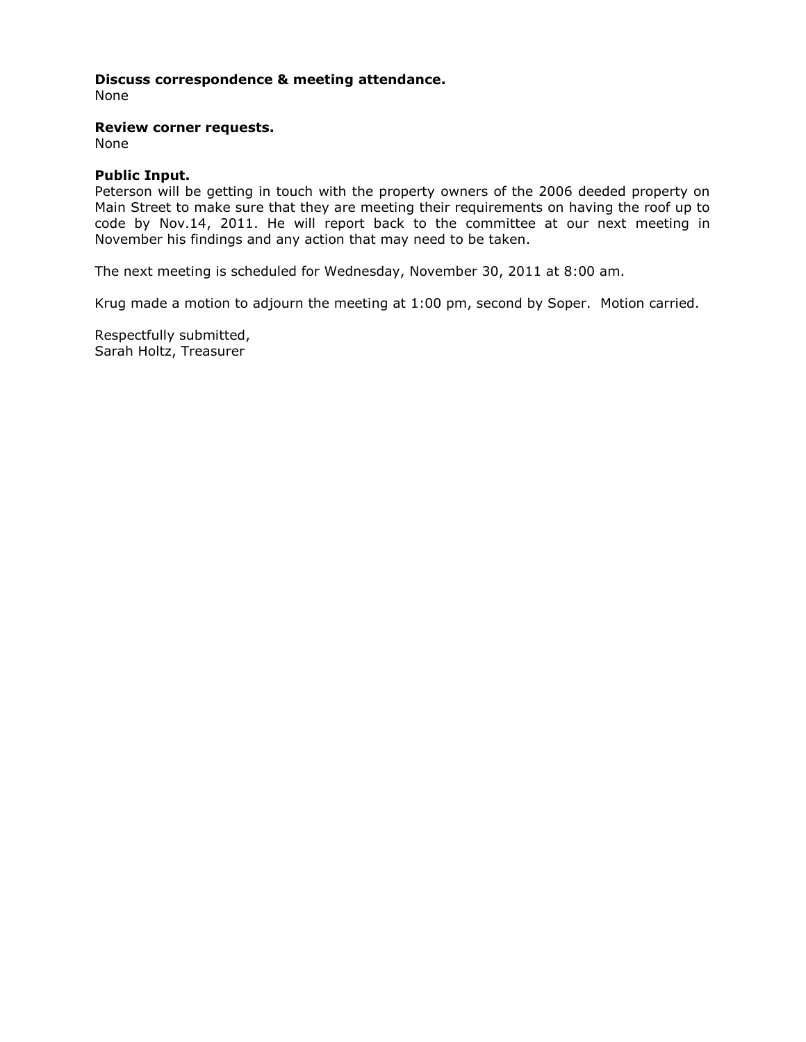**Discuss correspondence & meeting attendance.**
None

**Review corner requests.**
None

**Public Input.**
Peterson will be getting in touch with the property owners of the 2006 deeded property on Main Street to make sure that they are meeting their requirements on having the roof up to code by Nov.14, 2011. He will report back to the committee at our next meeting in November his findings and any action that may need to be taken.

The next meeting is scheduled for Wednesday, November 30, 2011 at 8:00 am.

Krug made a motion to adjourn the meeting at 1:00 pm, second by Soper. Motion carried.

Respectfully submitted,
Sarah Holtz, Treasurer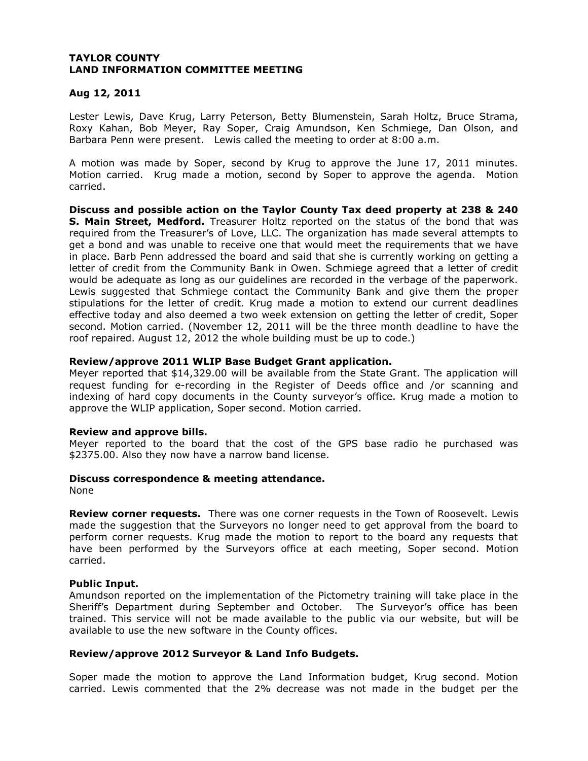**TAYLOR COUNTY**
**LAND INFORMATION COMMITTEE MEETING**

**Aug 12, 2011**

Lester Lewis, Dave Krug, Larry Peterson, Betty Blumenstein, Sarah Holtz, Bruce Strama, Roxy Kahan, Bob Meyer, Ray Soper, Craig Amundson, Ken Schmiege, Dan Olson, and Barbara Penn were present. Lewis called the meeting to order at 8:00 a.m.

A motion was made by Soper, second by Krug to approve the June 17, 2011 minutes. Motion carried. Krug made a motion, second by Soper to approve the agenda. Motion carried.

**Discuss and possible action on the Taylor County Tax deed property at 238 & 240 S. Main Street, Medford.** Treasurer Holtz reported on the status of the bond that was required from the Treasurer's of Love, LLC. The organization has made several attempts to get a bond and was unable to receive one that would meet the requirements that we have in place. Barb Penn addressed the board and said that she is currently working on getting a letter of credit from the Community Bank in Owen. Schmiege agreed that a letter of credit would be adequate as long as our guidelines are recorded in the verbage of the paperwork. Lewis suggested that Schmiege contact the Community Bank and give them the proper stipulations for the letter of credit. Krug made a motion to extend our current deadlines effective today and also deemed a two week extension on getting the letter of credit, Soper second. Motion carried. (November 12, 2011 will be the three month deadline to have the roof repaired. August 12, 2012 the whole building must be up to code.)

**Review/approve 2011 WLIP Base Budget Grant application.**
Meyer reported that $14,329.00 will be available from the State Grant. The application will request funding for e-recording in the Register of Deeds office and /or scanning and indexing of hard copy documents in the County surveyor's office. Krug made a motion to approve the WLIP application, Soper second. Motion carried.

**Review and approve bills.**
Meyer reported to the board that the cost of the GPS base radio he purchased was $2375.00. Also they now have a narrow band license.

**Discuss correspondence & meeting attendance.**
None

**Review corner requests.** There was one corner requests in the Town of Roosevelt. Lewis made the suggestion that the Surveyors no longer need to get approval from the board to perform corner requests. Krug made the motion to report to the board any requests that have been performed by the Surveyors office at each meeting, Soper second. Motion carried.

**Public Input.**
Amundson reported on the implementation of the Pictometry training will take place in the Sheriff's Department during September and October. The Surveyor's office has been trained. This service will not be made available to the public via our website, but will be available to use the new software in the County offices.

**Review/approve 2012 Surveyor & Land Info Budgets.**

Soper made the motion to approve the Land Information budget, Krug second. Motion carried. Lewis commented that the 2% decrease was not made in the budget per the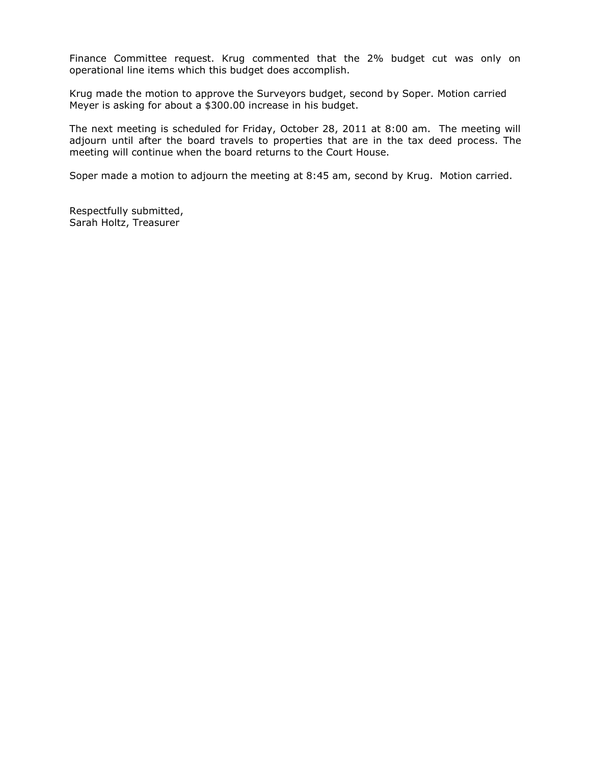Finance Committee request. Krug commented that the 2% budget cut was only on operational line items which this budget does accomplish.

Krug made the motion to approve the Surveyors budget, second by Soper. Motion carried Meyer is asking for about a $300.00 increase in his budget.

The next meeting is scheduled for Friday, October 28, 2011 at 8:00 am. The meeting will adjourn until after the board travels to properties that are in the tax deed process. The meeting will continue when the board returns to the Court House.

Soper made a motion to adjourn the meeting at 8:45 am, second by Krug. Motion carried.

Respectfully submitted,
Sarah Holtz, Treasurer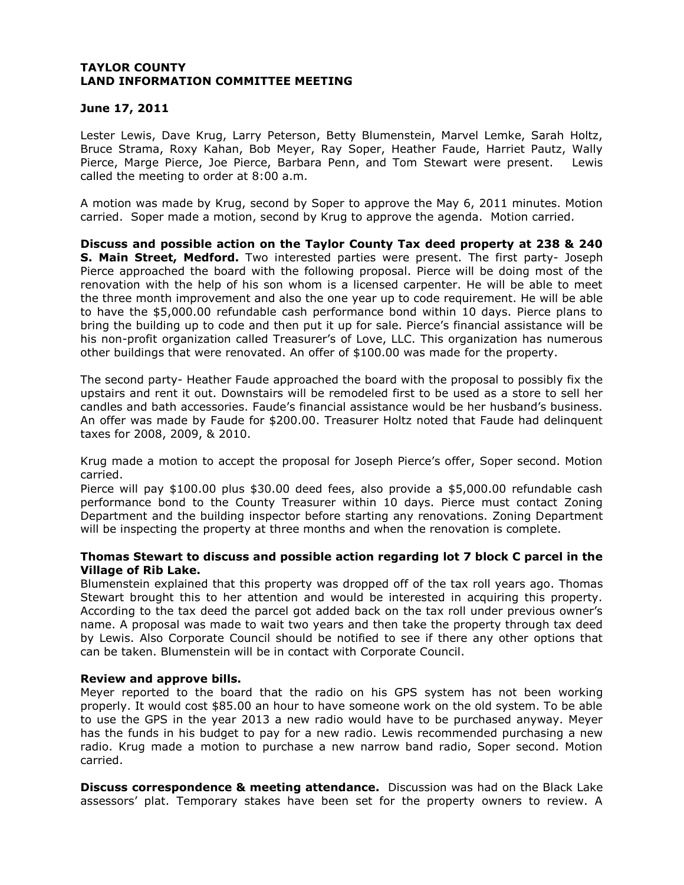**TAYLOR COUNTY**
**LAND INFORMATION COMMITTEE MEETING**

**June 17, 2011**

Lester Lewis, Dave Krug, Larry Peterson, Betty Blumenstein, Marvel Lemke, Sarah Holtz, Bruce Strama, Roxy Kahan, Bob Meyer, Ray Soper, Heather Faude, Harriet Pautz, Wally Pierce, Marge Pierce, Joe Pierce, Barbara Penn, and Tom Stewart were present. Lewis called the meeting to order at 8:00 a.m.

A motion was made by Krug, second by Soper to approve the May 6, 2011 minutes. Motion carried. Soper made a motion, second by Krug to approve the agenda. Motion carried.

**Discuss and possible action on the Taylor County Tax deed property at 238 & 240 S. Main Street, Medford.** Two interested parties were present. The first party- Joseph Pierce approached the board with the following proposal. Pierce will be doing most of the renovation with the help of his son whom is a licensed carpenter. He will be able to meet the three month improvement and also the one year up to code requirement. He will be able to have the $5,000.00 refundable cash performance bond within 10 days. Pierce plans to bring the building up to code and then put it up for sale. Pierce's financial assistance will be his non-profit organization called Treasurer's of Love, LLC. This organization has numerous other buildings that were renovated. An offer of $100.00 was made for the property.

The second party- Heather Faude approached the board with the proposal to possibly fix the upstairs and rent it out. Downstairs will be remodeled first to be used as a store to sell her candles and bath accessories. Faude's financial assistance would be her husband's business. An offer was made by Faude for $200.00. Treasurer Holtz noted that Faude had delinquent taxes for 2008, 2009, & 2010.

Krug made a motion to accept the proposal for Joseph Pierce's offer, Soper second. Motion carried.
Pierce will pay $100.00 plus $30.00 deed fees, also provide a $5,000.00 refundable cash performance bond to the County Treasurer within 10 days. Pierce must contact Zoning Department and the building inspector before starting any renovations. Zoning Department will be inspecting the property at three months and when the renovation is complete.

**Thomas Stewart to discuss and possible action regarding lot 7 block C parcel in the Village of Rib Lake.**
Blumenstein explained that this property was dropped off of the tax roll years ago. Thomas Stewart brought this to her attention and would be interested in acquiring this property. According to the tax deed the parcel got added back on the tax roll under previous owner's name. A proposal was made to wait two years and then take the property through tax deed by Lewis. Also Corporate Council should be notified to see if there any other options that can be taken. Blumenstein will be in contact with Corporate Council.

**Review and approve bills.**
Meyer reported to the board that the radio on his GPS system has not been working properly. It would cost $85.00 an hour to have someone work on the old system. To be able to use the GPS in the year 2013 a new radio would have to be purchased anyway. Meyer has the funds in his budget to pay for a new radio. Lewis recommended purchasing a new radio. Krug made a motion to purchase a new narrow band radio, Soper second. Motion carried.

**Discuss correspondence & meeting attendance.** Discussion was had on the Black Lake assessors' plat. Temporary stakes have been set for the property owners to review. A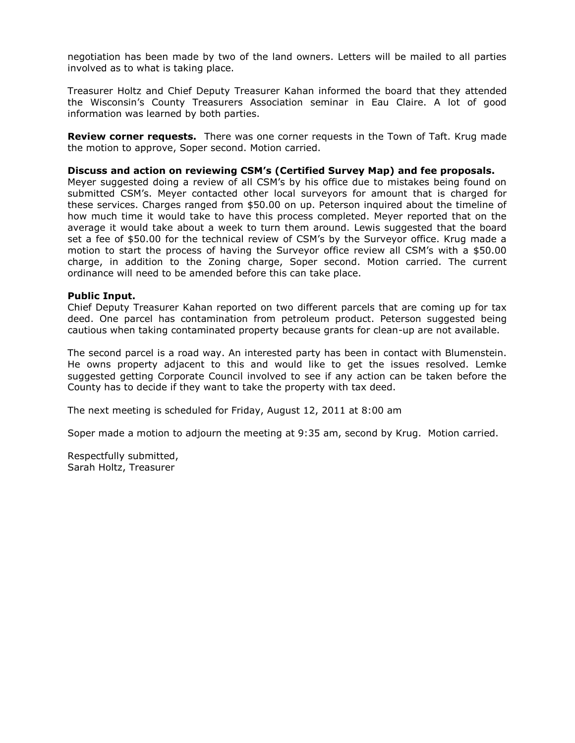negotiation has been made by two of the land owners. Letters will be mailed to all parties involved as to what is taking place.

Treasurer Holtz and Chief Deputy Treasurer Kahan informed the board that they attended the Wisconsin's County Treasurers Association seminar in Eau Claire. A lot of good information was learned by both parties.

**Review corner requests.** There was one corner requests in the Town of Taft. Krug made the motion to approve, Soper second. Motion carried.

**Discuss and action on reviewing CSM's (Certified Survey Map) and fee proposals.**
Meyer suggested doing a review of all CSM's by his office due to mistakes being found on submitted CSM's. Meyer contacted other local surveyors for amount that is charged for these services. Charges ranged from $50.00 on up. Peterson inquired about the timeline of how much time it would take to have this process completed. Meyer reported that on the average it would take about a week to turn them around. Lewis suggested that the board set a fee of $50.00 for the technical review of CSM's by the Surveyor office. Krug made a motion to start the process of having the Surveyor office review all CSM's with a $50.00 charge, in addition to the Zoning charge, Soper second. Motion carried. The current ordinance will need to be amended before this can take place.

**Public Input.**
Chief Deputy Treasurer Kahan reported on two different parcels that are coming up for tax deed. One parcel has contamination from petroleum product. Peterson suggested being cautious when taking contaminated property because grants for clean-up are not available.

The second parcel is a road way. An interested party has been in contact with Blumenstein. He owns property adjacent to this and would like to get the issues resolved. Lemke suggested getting Corporate Council involved to see if any action can be taken before the County has to decide if they want to take the property with tax deed.

The next meeting is scheduled for Friday, August 12, 2011 at 8:00 am

Soper made a motion to adjourn the meeting at 9:35 am, second by Krug. Motion carried.

Respectfully submitted,
Sarah Holtz, Treasurer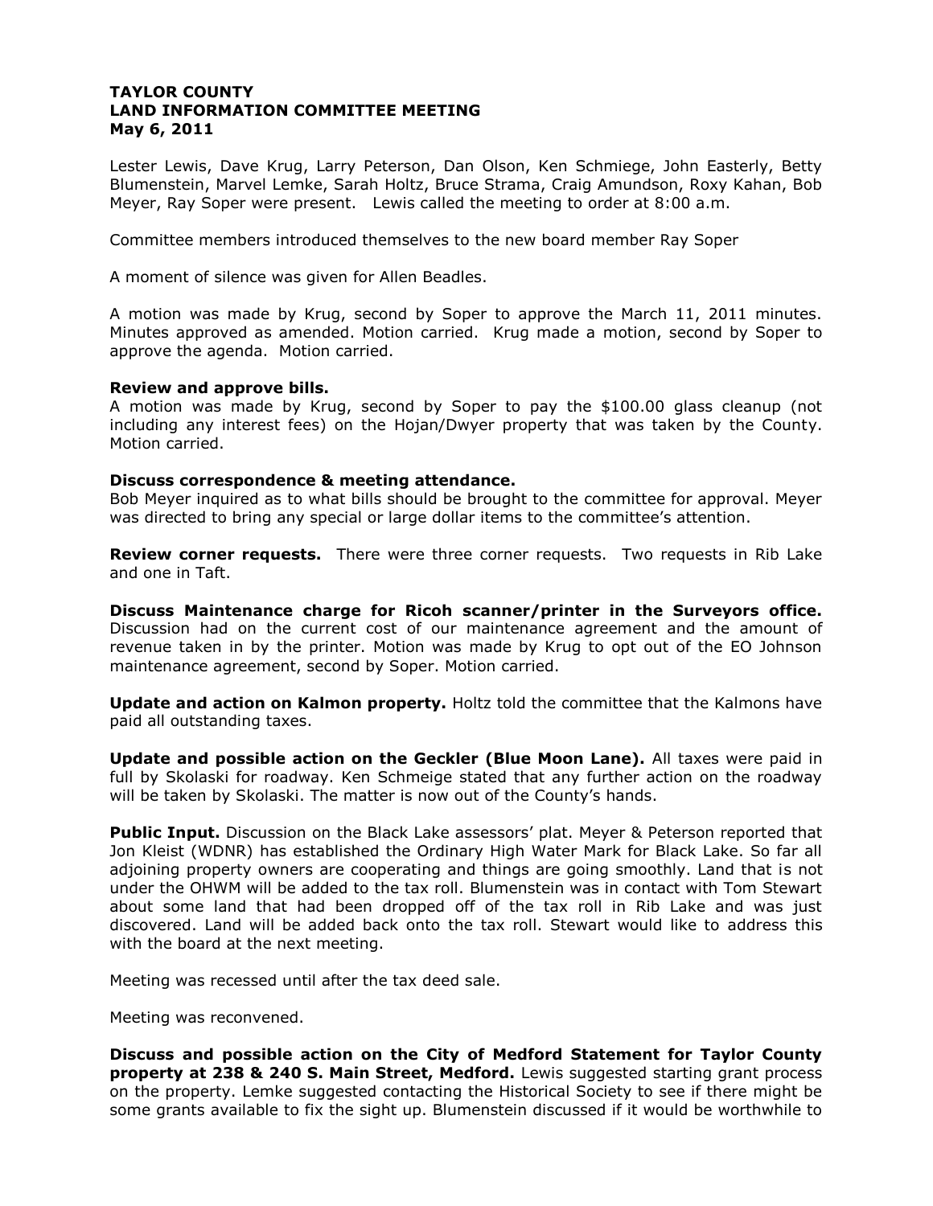**TAYLOR COUNTY**
**LAND INFORMATION COMMITTEE MEETING**
**May 6, 2011**

Lester Lewis, Dave Krug, Larry Peterson, Dan Olson, Ken Schmiege, John Easterly, Betty Blumenstein, Marvel Lemke, Sarah Holtz, Bruce Strama, Craig Amundson, Roxy Kahan, Bob Meyer, Ray Soper were present. Lewis called the meeting to order at 8:00 a.m.

Committee members introduced themselves to the new board member Ray Soper

A moment of silence was given for Allen Beadles.

A motion was made by Krug, second by Soper to approve the March 11, 2011 minutes. Minutes approved as amended. Motion carried. Krug made a motion, second by Soper to approve the agenda. Motion carried.

**Review and approve bills.**
A motion was made by Krug, second by Soper to pay the $100.00 glass cleanup (not including any interest fees) on the Hojan/Dwyer property that was taken by the County. Motion carried.

**Discuss correspondence & meeting attendance.**
Bob Meyer inquired as to what bills should be brought to the committee for approval. Meyer was directed to bring any special or large dollar items to the committee's attention.

**Review corner requests.** There were three corner requests. Two requests in Rib Lake and one in Taft.

**Discuss Maintenance charge for Ricoh scanner/printer in the Surveyors office.** Discussion had on the current cost of our maintenance agreement and the amount of revenue taken in by the printer. Motion was made by Krug to opt out of the EO Johnson maintenance agreement, second by Soper. Motion carried.

**Update and action on Kalmon property.** Holtz told the committee that the Kalmons have paid all outstanding taxes.

**Update and possible action on the Geckler (Blue Moon Lane).** All taxes were paid in full by Skolaski for roadway. Ken Schmeige stated that any further action on the roadway will be taken by Skolaski. The matter is now out of the County's hands.

**Public Input.** Discussion on the Black Lake assessors' plat. Meyer & Peterson reported that Jon Kleist (WDNR) has established the Ordinary High Water Mark for Black Lake. So far all adjoining property owners are cooperating and things are going smoothly. Land that is not under the OHWM will be added to the tax roll. Blumenstein was in contact with Tom Stewart about some land that had been dropped off of the tax roll in Rib Lake and was just discovered. Land will be added back onto the tax roll. Stewart would like to address this with the board at the next meeting.

Meeting was recessed until after the tax deed sale.

Meeting was reconvened.

**Discuss and possible action on the City of Medford Statement for Taylor County property at 238 & 240 S. Main Street, Medford.** Lewis suggested starting grant process on the property. Lemke suggested contacting the Historical Society to see if there might be some grants available to fix the sight up. Blumenstein discussed if it would be worthwhile to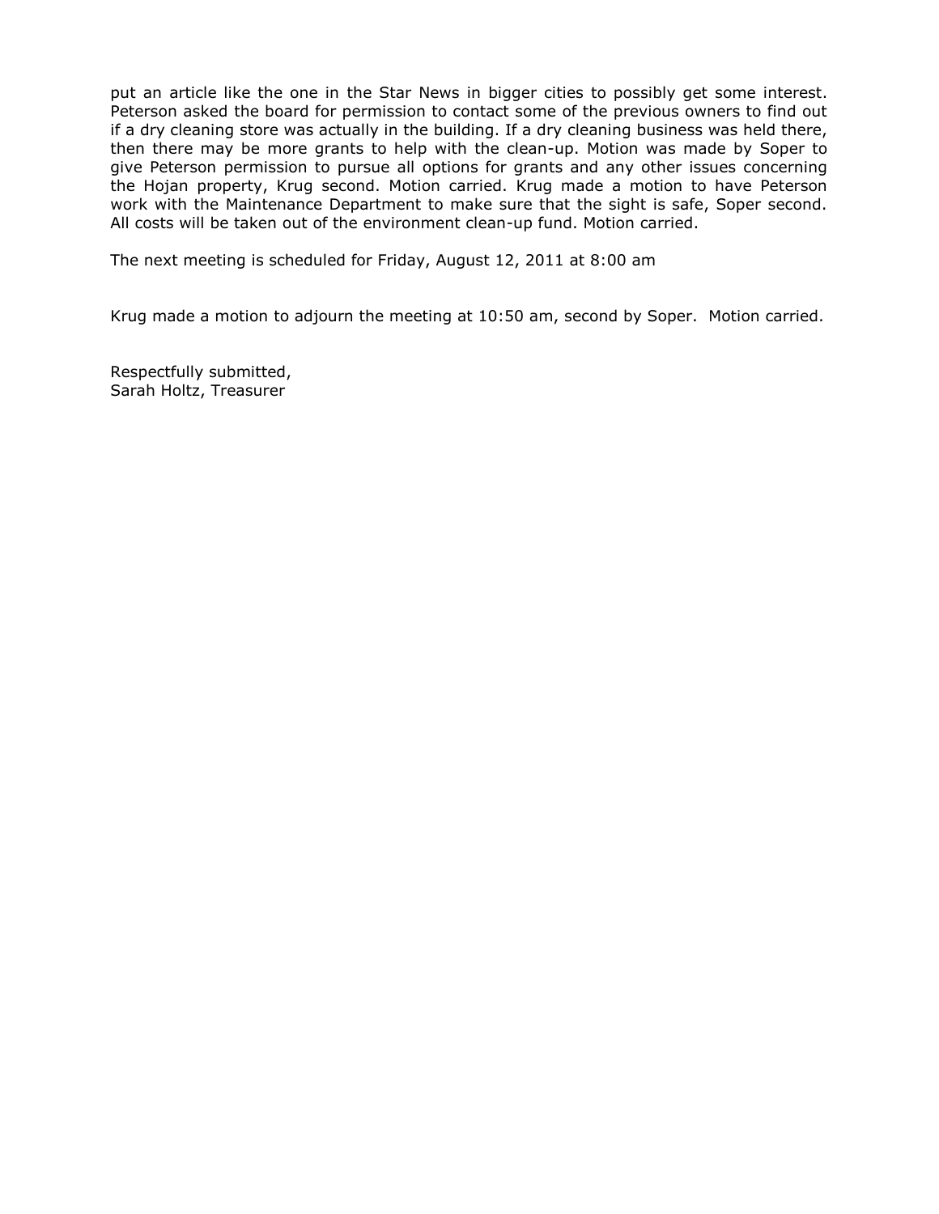put an article like the one in the Star News in bigger cities to possibly get some interest. Peterson asked the board for permission to contact some of the previous owners to find out if a dry cleaning store was actually in the building. If a dry cleaning business was held there, then there may be more grants to help with the clean-up. Motion was made by Soper to give Peterson permission to pursue all options for grants and any other issues concerning the Hojan property, Krug second. Motion carried. Krug made a motion to have Peterson work with the Maintenance Department to make sure that the sight is safe, Soper second. All costs will be taken out of the environment clean-up fund. Motion carried.

The next meeting is scheduled for Friday, August 12, 2011 at 8:00 am

Krug made a motion to adjourn the meeting at 10:50 am, second by Soper. Motion carried.

Respectfully submitted,
Sarah Holtz, Treasurer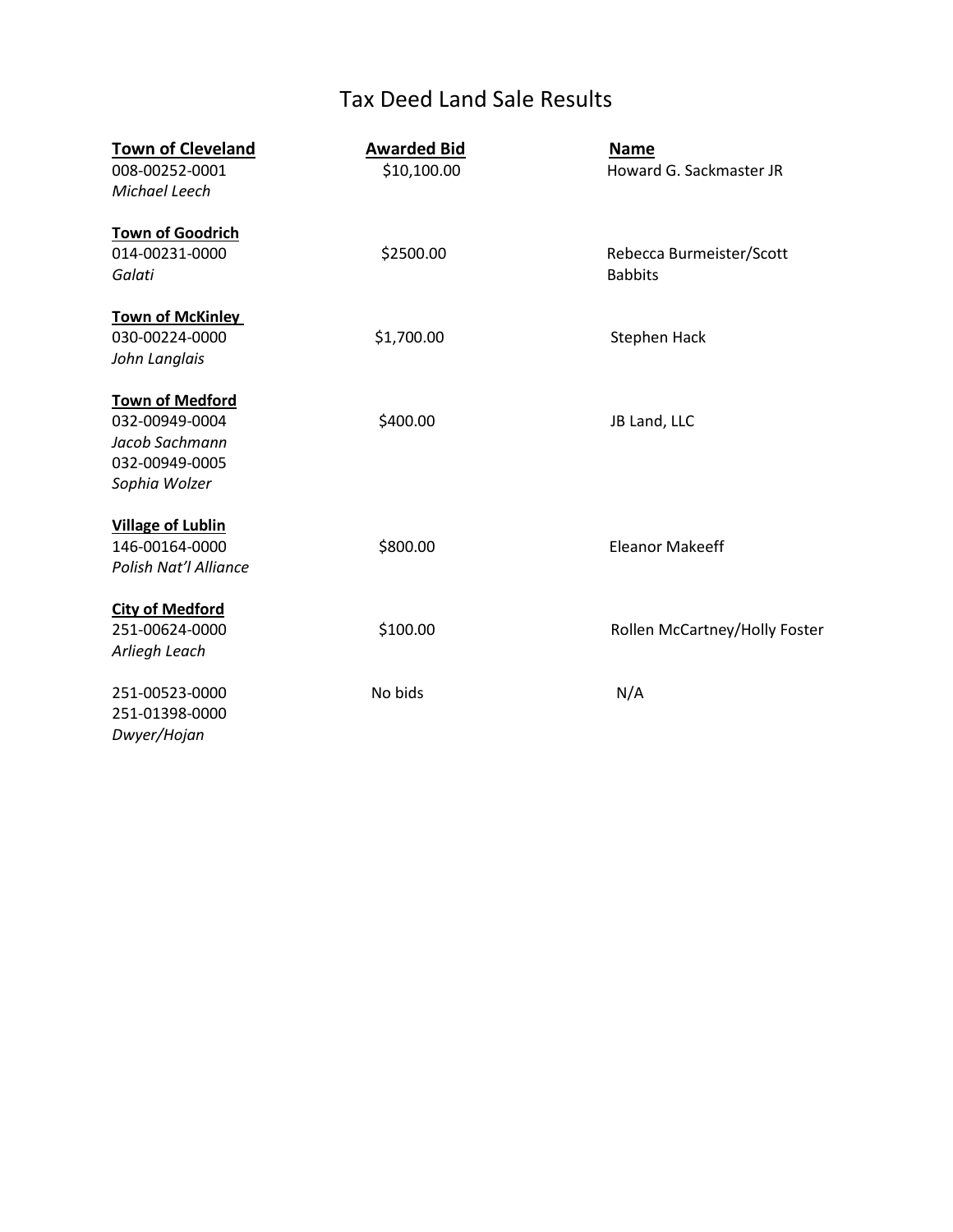# Tax Deed Land Sale Results

| **Town of Cleveland** | **Awarded Bid** | **Name** |
|---|---|---|
| 008-00252-0001<br>*Michael Leech* | $10,100.00 | Howard G. Sackmaster JR |
| **Town of Goodrich** | | |
| 014-00231-0000<br>*Galati* | $2500.00 | Rebecca Burmeister/Scott Babbits |
| **Town of McKinley** | | |
| 030-00224-0000<br>*John Langlais* | $1,700.00 | Stephen Hack |
| **Town of Medford** | | |
| 032-00949-0004<br>*Jacob Sachmann*<br>032-00949-0005<br>*Sophia Wolzer* | $400.00 | JB Land, LLC |
| **Village of Lublin** | | |
| 146-00164-0000<br>*Polish Nat'l Alliance* | $800.00 | Eleanor Makeeff |
| **City of Medford** | | |
| 251-00624-0000<br>*Arliegh Leach* | $100.00 | Rollen McCartney/Holly Foster |
| 251-00523-0000<br>251-01398-0000<br>*Dwyer/Hojan* | No bids | N/A |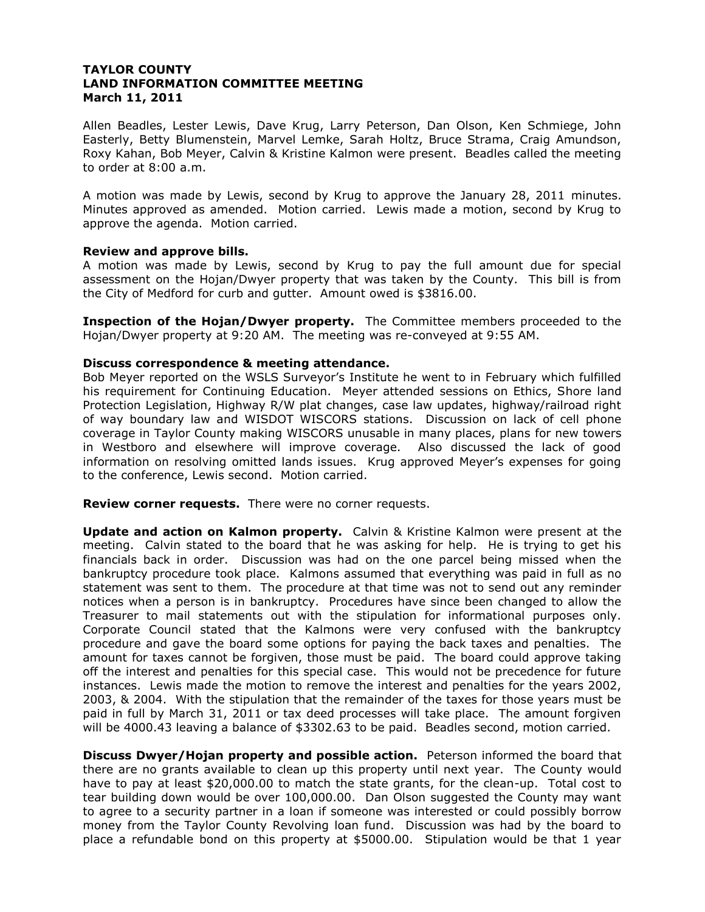**TAYLOR COUNTY**
**LAND INFORMATION COMMITTEE MEETING**
**March 11, 2011**

Allen Beadles, Lester Lewis, Dave Krug, Larry Peterson, Dan Olson, Ken Schmiege, John Easterly, Betty Blumenstein, Marvel Lemke, Sarah Holtz, Bruce Strama, Craig Amundson, Roxy Kahan, Bob Meyer, Calvin & Kristine Kalmon were present. Beadles called the meeting to order at 8:00 a.m.

A motion was made by Lewis, second by Krug to approve the January 28, 2011 minutes. Minutes approved as amended. Motion carried. Lewis made a motion, second by Krug to approve the agenda. Motion carried.

**Review and approve bills.**
A motion was made by Lewis, second by Krug to pay the full amount due for special assessment on the Hojan/Dwyer property that was taken by the County. This bill is from the City of Medford for curb and gutter. Amount owed is $3816.00.

**Inspection of the Hojan/Dwyer property.** The Committee members proceeded to the Hojan/Dwyer property at 9:20 AM. The meeting was re-conveyed at 9:55 AM.

**Discuss correspondence & meeting attendance.**
Bob Meyer reported on the WSLS Surveyor's Institute he went to in February which fulfilled his requirement for Continuing Education. Meyer attended sessions on Ethics, Shore land Protection Legislation, Highway R/W plat changes, case law updates, highway/railroad right of way boundary law and WISDOT WISCORS stations. Discussion on lack of cell phone coverage in Taylor County making WISCORS unusable in many places, plans for new towers in Westboro and elsewhere will improve coverage. Also discussed the lack of good information on resolving omitted lands issues. Krug approved Meyer's expenses for going to the conference, Lewis second. Motion carried.

**Review corner requests.** There were no corner requests.

**Update and action on Kalmon property.** Calvin & Kristine Kalmon were present at the meeting. Calvin stated to the board that he was asking for help. He is trying to get his financials back in order. Discussion was had on the one parcel being missed when the bankruptcy procedure took place. Kalmons assumed that everything was paid in full as no statement was sent to them. The procedure at that time was not to send out any reminder notices when a person is in bankruptcy. Procedures have since been changed to allow the Treasurer to mail statements out with the stipulation for informational purposes only. Corporate Council stated that the Kalmons were very confused with the bankruptcy procedure and gave the board some options for paying the back taxes and penalties. The amount for taxes cannot be forgiven, those must be paid. The board could approve taking off the interest and penalties for this special case. This would not be precedence for future instances. Lewis made the motion to remove the interest and penalties for the years 2002, 2003, & 2004. With the stipulation that the remainder of the taxes for those years must be paid in full by March 31, 2011 or tax deed processes will take place. The amount forgiven will be 4000.43 leaving a balance of $3302.63 to be paid. Beadles second, motion carried.

**Discuss Dwyer/Hojan property and possible action.** Peterson informed the board that there are no grants available to clean up this property until next year. The County would have to pay at least $20,000.00 to match the state grants, for the clean-up. Total cost to tear building down would be over 100,000.00. Dan Olson suggested the County may want to agree to a security partner in a loan if someone was interested or could possibly borrow money from the Taylor County Revolving loan fund. Discussion was had by the board to place a refundable bond on this property at $5000.00. Stipulation would be that 1 year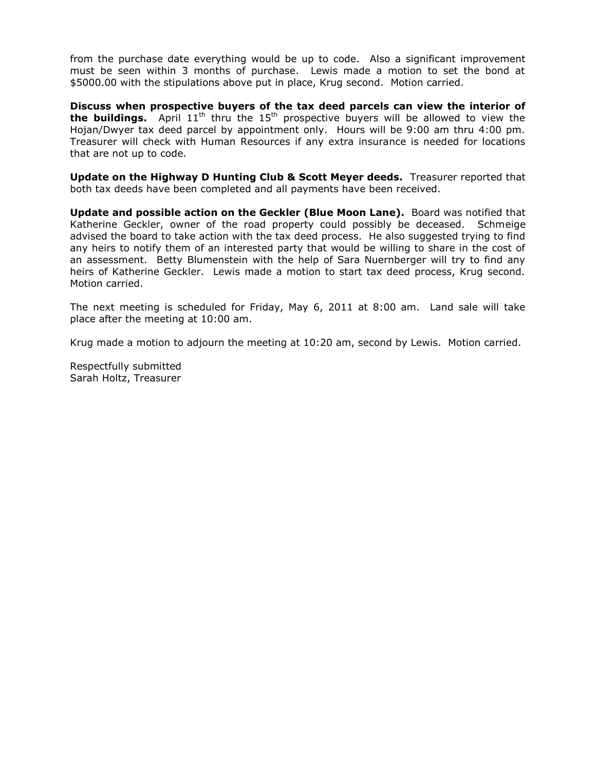from the purchase date everything would be up to code. Also a significant improvement must be seen within 3 months of purchase. Lewis made a motion to set the bond at $5000.00 with the stipulations above put in place, Krug second. Motion carried.

**Discuss when prospective buyers of the tax deed parcels can view the interior of the buildings.** April 11th thru the 15th prospective buyers will be allowed to view the Hojan/Dwyer tax deed parcel by appointment only. Hours will be 9:00 am thru 4:00 pm. Treasurer will check with Human Resources if any extra insurance is needed for locations that are not up to code.

**Update on the Highway D Hunting Club & Scott Meyer deeds.** Treasurer reported that both tax deeds have been completed and all payments have been received.

**Update and possible action on the Geckler (Blue Moon Lane).** Board was notified that Katherine Geckler, owner of the road property could possibly be deceased. Schmeige advised the board to take action with the tax deed process. He also suggested trying to find any heirs to notify them of an interested party that would be willing to share in the cost of an assessment. Betty Blumenstein with the help of Sara Nuernberger will try to find any heirs of Katherine Geckler. Lewis made a motion to start tax deed process, Krug second. Motion carried.

The next meeting is scheduled for Friday, May 6, 2011 at 8:00 am. Land sale will take place after the meeting at 10:00 am.

Krug made a motion to adjourn the meeting at 10:20 am, second by Lewis. Motion carried.

Respectfully submitted
Sarah Holtz, Treasurer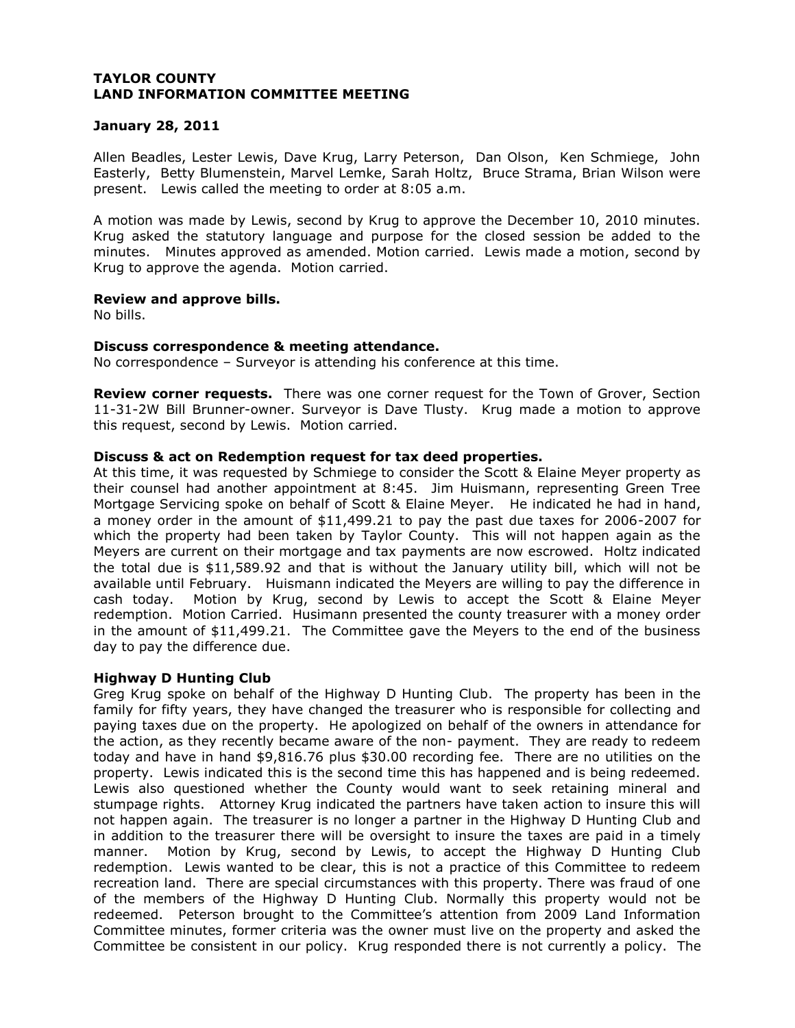**TAYLOR COUNTY**
**LAND INFORMATION COMMITTEE MEETING**

**January 28, 2011**

Allen Beadles, Lester Lewis, Dave Krug, Larry Peterson, Dan Olson, Ken Schmiege, John Easterly, Betty Blumenstein, Marvel Lemke, Sarah Holtz, Bruce Strama, Brian Wilson were present. Lewis called the meeting to order at 8:05 a.m.

A motion was made by Lewis, second by Krug to approve the December 10, 2010 minutes. Krug asked the statutory language and purpose for the closed session be added to the minutes. Minutes approved as amended. Motion carried. Lewis made a motion, second by Krug to approve the agenda. Motion carried.

**Review and approve bills.**
No bills.

**Discuss correspondence & meeting attendance.**
No correspondence – Surveyor is attending his conference at this time.

**Review corner requests.** There was one corner request for the Town of Grover, Section 11-31-2W Bill Brunner-owner. Surveyor is Dave Tlusty. Krug made a motion to approve this request, second by Lewis. Motion carried.

**Discuss & act on Redemption request for tax deed properties.**
At this time, it was requested by Schmiege to consider the Scott & Elaine Meyer property as their counsel had another appointment at 8:45. Jim Huismann, representing Green Tree Mortgage Servicing spoke on behalf of Scott & Elaine Meyer. He indicated he had in hand, a money order in the amount of $11,499.21 to pay the past due taxes for 2006-2007 for which the property had been taken by Taylor County. This will not happen again as the Meyers are current on their mortgage and tax payments are now escrowed. Holtz indicated the total due is $11,589.92 and that is without the January utility bill, which will not be available until February. Huismann indicated the Meyers are willing to pay the difference in cash today. Motion by Krug, second by Lewis to accept the Scott & Elaine Meyer redemption. Motion Carried. Husimann presented the county treasurer with a money order in the amount of $11,499.21. The Committee gave the Meyers to the end of the business day to pay the difference due.

**Highway D Hunting Club**
Greg Krug spoke on behalf of the Highway D Hunting Club. The property has been in the family for fifty years, they have changed the treasurer who is responsible for collecting and paying taxes due on the property. He apologized on behalf of the owners in attendance for the action, as they recently became aware of the non- payment. They are ready to redeem today and have in hand $9,816.76 plus $30.00 recording fee. There are no utilities on the property. Lewis indicated this is the second time this has happened and is being redeemed. Lewis also questioned whether the County would want to seek retaining mineral and stumpage rights. Attorney Krug indicated the partners have taken action to insure this will not happen again. The treasurer is no longer a partner in the Highway D Hunting Club and in addition to the treasurer there will be oversight to insure the taxes are paid in a timely manner. Motion by Krug, second by Lewis, to accept the Highway D Hunting Club redemption. Lewis wanted to be clear, this is not a practice of this Committee to redeem recreation land. There are special circumstances with this property. There was fraud of one of the members of the Highway D Hunting Club. Normally this property would not be redeemed. Peterson brought to the Committee's attention from 2009 Land Information Committee minutes, former criteria was the owner must live on the property and asked the Committee be consistent in our policy. Krug responded there is not currently a policy. The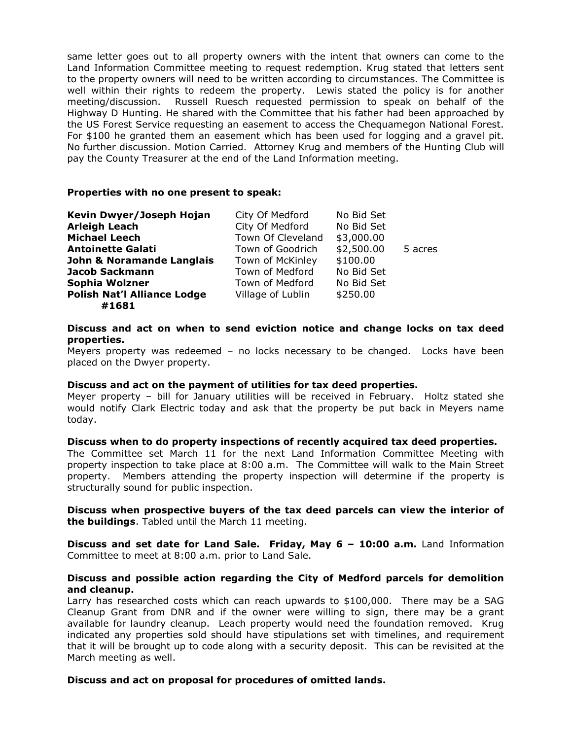same letter goes out to all property owners with the intent that owners can come to the Land Information Committee meeting to request redemption. Krug stated that letters sent to the property owners will need to be written according to circumstances. The Committee is well within their rights to redeem the property. Lewis stated the policy is for another meeting/discussion. Russell Ruesch requested permission to speak on behalf of the Highway D Hunting. He shared with the Committee that his father had been approached by the US Forest Service requesting an easement to access the Chequamegon National Forest. For $100 he granted them an easement which has been used for logging and a gravel pit. No further discussion. Motion Carried. Attorney Krug and members of the Hunting Club will pay the County Treasurer at the end of the Land Information meeting.

**Properties with no one present to speak:**

| | | | |
|---|---|---|---|
| **Kevin Dwyer/Joseph Hojan** | City Of Medford | No Bid Set | |
| **Arleigh Leach** | City Of Medford | No Bid Set | |
| **Michael Leech** | Town Of Cleveland | $3,000.00 | |
| **Antoinette Galati** | Town of Goodrich | $2,500.00 | 5 acres |
| **John & Noramande Langlais** | Town of McKinley | $100.00 | |
| **Jacob Sackmann** | Town of Medford | No Bid Set | |
| **Sophia Wolzner** | Town of Medford | No Bid Set | |
| **Polish Nat'l Alliance Lodge #1681** | Village of Lublin | $250.00 | |

**Discuss and act on when to send eviction notice and change locks on tax deed properties.**

Meyers property was redeemed – no locks necessary to be changed. Locks have been placed on the Dwyer property.

**Discuss and act on the payment of utilities for tax deed properties.**

Meyer property – bill for January utilities will be received in February. Holtz stated she would notify Clark Electric today and ask that the property be put back in Meyers name today.

**Discuss when to do property inspections of recently acquired tax deed properties.**

The Committee set March 11 for the next Land Information Committee Meeting with property inspection to take place at 8:00 a.m. The Committee will walk to the Main Street property. Members attending the property inspection will determine if the property is structurally sound for public inspection.

**Discuss when prospective buyers of the tax deed parcels can view the interior of the buildings**. Tabled until the March 11 meeting.

**Discuss and set date for Land Sale. Friday, May 6 – 10:00 a.m.** Land Information Committee to meet at 8:00 a.m. prior to Land Sale.

**Discuss and possible action regarding the City of Medford parcels for demolition and cleanup.**

Larry has researched costs which can reach upwards to $100,000. There may be a SAG Cleanup Grant from DNR and if the owner were willing to sign, there may be a grant available for laundry cleanup. Leach property would need the foundation removed. Krug indicated any properties sold should have stipulations set with timelines, and requirement that it will be brought up to code along with a security deposit. This can be revisited at the March meeting as well.

**Discuss and act on proposal for procedures of omitted lands.**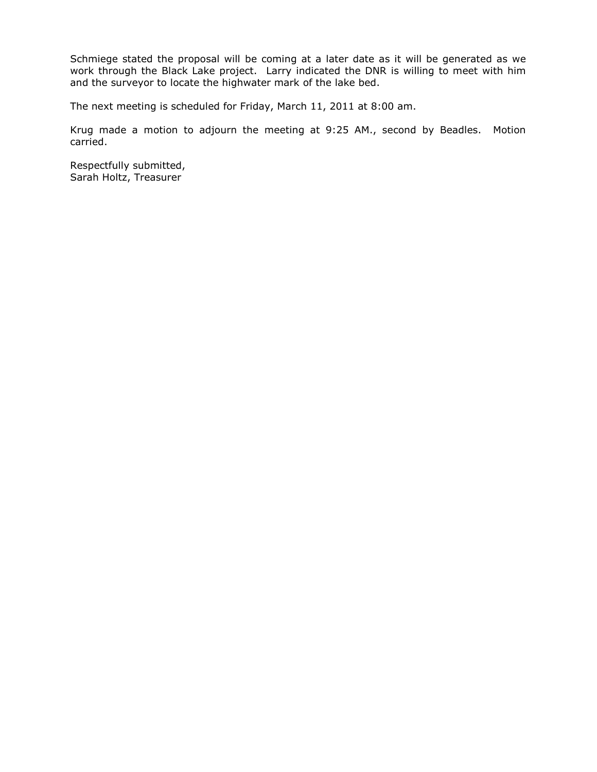Schmiege stated the proposal will be coming at a later date as it will be generated as we work through the Black Lake project. Larry indicated the DNR is willing to meet with him and the surveyor to locate the highwater mark of the lake bed.

The next meeting is scheduled for Friday, March 11, 2011 at 8:00 am.

Krug made a motion to adjourn the meeting at 9:25 AM., second by Beadles. Motion carried.

Respectfully submitted,
Sarah Holtz, Treasurer